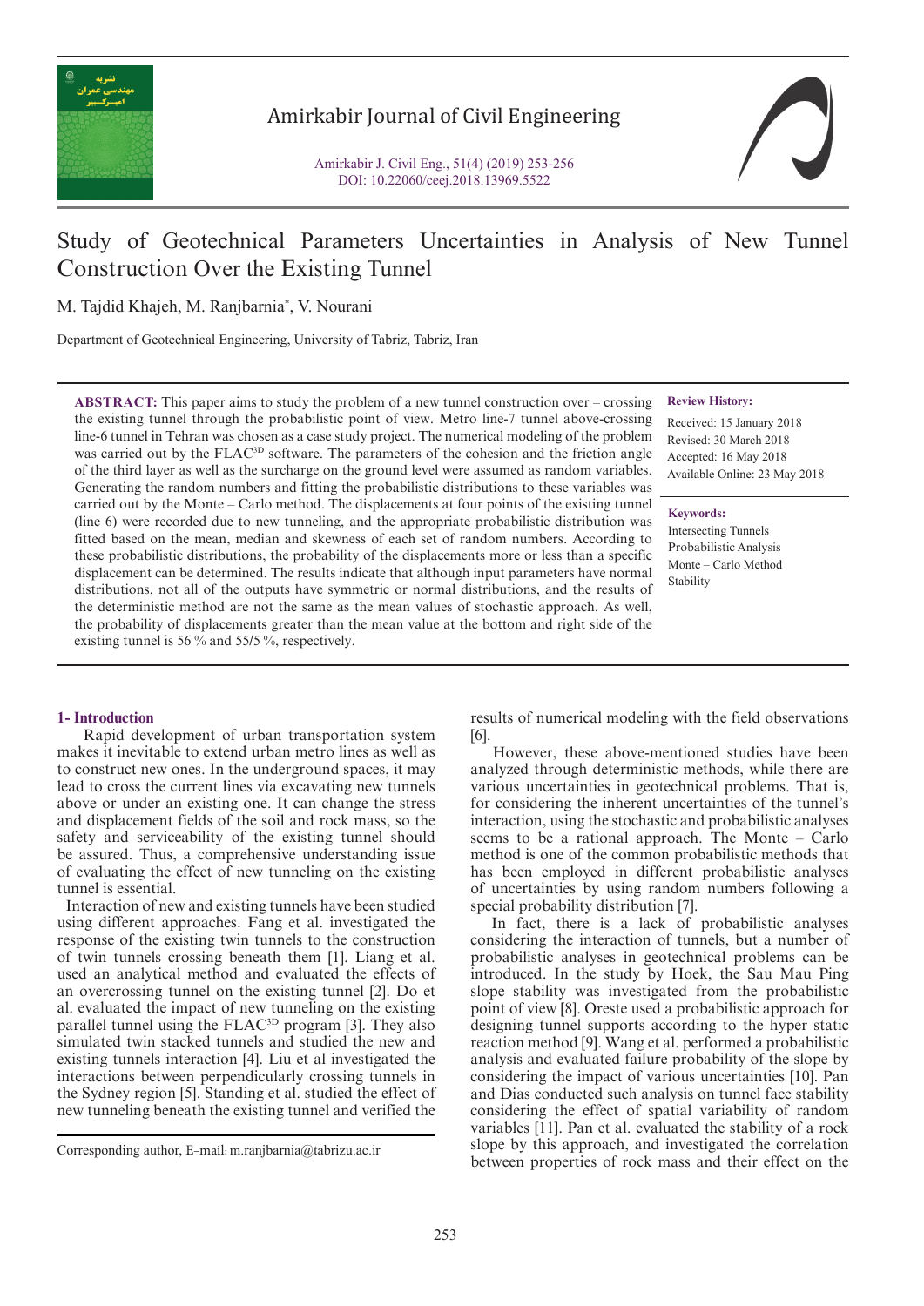# Study of Geotechnical Parameters Uncertainties in Analysis of New Tunnel Construction Over the Existing Tunnel

M. Tajdid Khajeh, M. Ranjbarnia*, V. Nourani

Department of Geotechnical Engineering, University of Tabriz, Tabriz, Iran

**ABSTRACT:** This paper aims to study the problem of a new tunnel construction over – crossing the existing tunnel through the probabilistic point of view. Metro line-7 tunnel above-crossing line-6 tunnel in Tehran was chosen as a case study project. The numerical modeling of the problem was carried out by the FLAC$^{3D}$ software. The parameters of the cohesion and the friction angle of the third layer as well as the surcharge on the ground level were assumed as random variables. Generating the random numbers and fitting the probabilistic distributions to these variables was carried out by the Monte – Carlo method. The displacements at four points of the existing tunnel (line 6) were recorded due to new tunneling, and the appropriate probabilistic distribution was fitted based on the mean, median and skewness of each set of random numbers. According to these probabilistic distributions, the probability of the displacements more or less than a specific displacement can be determined. The results indicate that although input parameters have normal distributions, not all of the outputs have symmetric or normal distributions, and the results of the deterministic method are not the same as the mean values of stochastic approach. As well, the probability of displacements greater than the mean value at the bottom and right side of the existing tunnel is 56 % and 55/5 %, respectively.

**Review History:**

Received: 15 January 2018
Revised: 30 March 2018
Accepted: 16 May 2018
Available Online: 23 May 2018

**Keywords:**

Intersecting Tunnels
Probabilistic Analysis
Monte – Carlo Method
Stability

## 1- Introduction

Rapid development of urban transportation system makes it inevitable to extend urban metro lines as well as to construct new ones. In the underground spaces, it may lead to cross the current lines via excavating new tunnels above or under an existing one. It can change the stress and displacement fields of the soil and rock mass, so the safety and serviceability of the existing tunnel should be assured. Thus, a comprehensive understanding issue of evaluating the effect of new tunneling on the existing tunnel is essential.

Interaction of new and existing tunnels have been studied using different approaches. Fang et al. investigated the response of the existing twin tunnels to the construction of twin tunnels crossing beneath them [1]. Liang et al. used an analytical method and evaluated the effects of an overcrossing tunnel on the existing tunnel [2]. Do et al. evaluated the impact of new tunneling on the existing parallel tunnel using the FLAC$^{3D}$ program [3]. They also simulated twin stacked tunnels and studied the new and existing tunnels interaction [4]. Liu et al investigated the interactions between perpendicularly crossing tunnels in the Sydney region [5]. Standing et al. studied the effect of new tunneling beneath the existing tunnel and verified the results of numerical modeling with the field observations [6].

However, these above-mentioned studies have been analyzed through deterministic methods, while there are various uncertainties in geotechnical problems. That is, for considering the inherent uncertainties of the tunnel's interaction, using the stochastic and probabilistic analyses seems to be a rational approach. The Monte – Carlo method is one of the common probabilistic methods that has been employed in different probabilistic analyses of uncertainties by using random numbers following a special probability distribution [7].

In fact, there is a lack of probabilistic analyses considering the interaction of tunnels, but a number of probabilistic analyses in geotechnical problems can be introduced. In the study by Hoek, the Sau Mau Ping slope stability was investigated from the probabilistic point of view [8]. Oreste used a probabilistic approach for designing tunnel supports according to the hyper static reaction method [9]. Wang et al. performed a probabilistic analysis and evaluated failure probability of the slope by considering the impact of various uncertainties [10]. Pan and Dias conducted such analysis on tunnel face stability considering the effect of spatial variability of random variables [11]. Pan et al. evaluated the stability of a rock slope by this approach, and investigated the correlation between properties of rock mass and their effect on the

Corresponding author, E-mail: m.ranjbarnia@tabrizu.ac.ir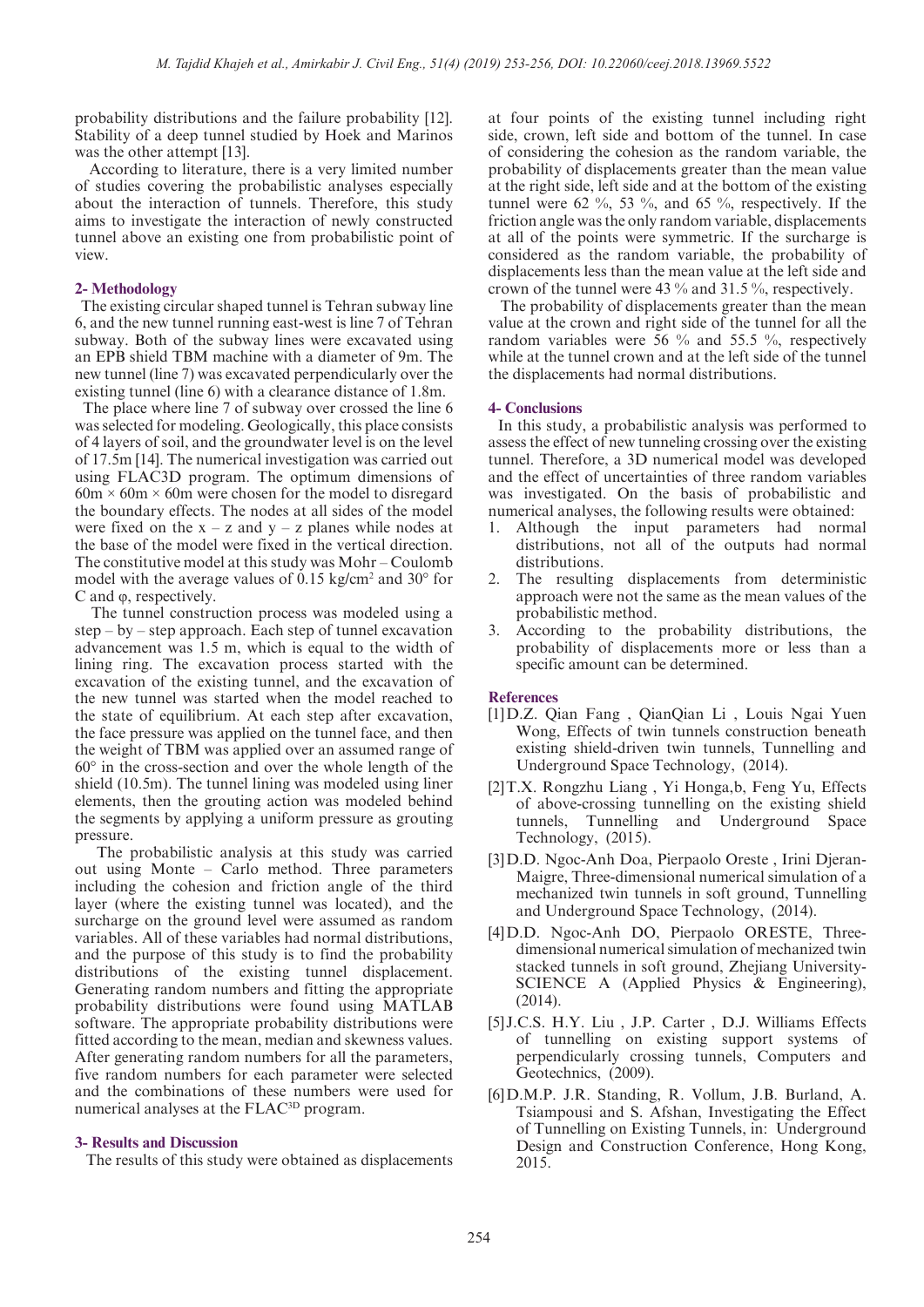probability distributions and the failure probability [12]. Stability of a deep tunnel studied by Hoek and Marinos was the other attempt [13].

According to literature, there is a very limited number of studies covering the probabilistic analyses especially about the interaction of tunnels. Therefore, this study aims to investigate the interaction of newly constructed tunnel above an existing one from probabilistic point of view.

## 2- Methodology

The existing circular shaped tunnel is Tehran subway line 6, and the new tunnel running east-west is line 7 of Tehran subway. Both of the subway lines were excavated using an EPB shield TBM machine with a diameter of 9m. The new tunnel (line 7) was excavated perpendicularly over the existing tunnel (line 6) with a clearance distance of 1.8m.

The place where line 7 of subway over crossed the line 6 was selected for modeling. Geologically, this place consists of 4 layers of soil, and the groundwater level is on the level of 17.5m [14]. The numerical investigation was carried out using FLAC3D program. The optimum dimensions of 60m × 60m × 60m were chosen for the model to disregard the boundary effects. The nodes at all sides of the model were fixed on the x – z and y – z planes while nodes at the base of the model were fixed in the vertical direction. The constitutive model at this study was Mohr – Coulomb model with the average values of 0.15 kg/cm$^2$ and 30° for C and φ, respectively.

The tunnel construction process was modeled using a step – by – step approach. Each step of tunnel excavation advancement was 1.5 m, which is equal to the width of lining ring. The excavation process started with the excavation of the existing tunnel, and the excavation of the new tunnel was started when the model reached to the state of equilibrium. At each step after excavation, the face pressure was applied on the tunnel face, and then the weight of TBM was applied over an assumed range of 60° in the cross-section and over the whole length of the shield (10.5m). The tunnel lining was modeled using liner elements, then the grouting action was modeled behind the segments by applying a uniform pressure as grouting pressure.

The probabilistic analysis at this study was carried out using Monte – Carlo method. Three parameters including the cohesion and friction angle of the third layer (where the existing tunnel was located), and the surcharge on the ground level were assumed as random variables. All of these variables had normal distributions, and the purpose of this study is to find the probability distributions of the existing tunnel displacement. Generating random numbers and fitting the appropriate probability distributions were found using MATLAB software. The appropriate probability distributions were fitted according to the mean, median and skewness values. After generating random numbers for all the parameters, five random numbers for each parameter were selected and the combinations of these numbers were used for numerical analyses at the FLAC$^{3D}$ program.

## 3- Results and Discussion

The results of this study were obtained as displacements at four points of the existing tunnel including right side, crown, left side and bottom of the tunnel. In case of considering the cohesion as the random variable, the probability of displacements greater than the mean value at the right side, left side and at the bottom of the existing tunnel were 62 %, 53 %, and 65 %, respectively. If the friction angle was the only random variable, displacements at all of the points were symmetric. If the surcharge is considered as the random variable, the probability of displacements less than the mean value at the left side and crown of the tunnel were 43 % and 31.5 %, respectively.

The probability of displacements greater than the mean value at the crown and right side of the tunnel for all the random variables were 56 % and 55.5 %, respectively while at the tunnel crown and at the left side of the tunnel the displacements had normal distributions.

## 4- Conclusions

In this study, a probabilistic analysis was performed to assess the effect of new tunneling crossing over the existing tunnel. Therefore, a 3D numerical model was developed and the effect of uncertainties of three random variables was investigated. On the basis of probabilistic and numerical analyses, the following results were obtained:

1. Although the input parameters had normal distributions, not all of the outputs had normal distributions.
2. The resulting displacements from deterministic approach were not the same as the mean values of the probabilistic method.
3. According to the probability distributions, the probability of displacements more or less than a specific amount can be determined.

## References

[1] D.Z. Qian Fang , QianQian Li , Louis Ngai Yuen Wong, Effects of twin tunnels construction beneath existing shield-driven twin tunnels, Tunnelling and Underground Space Technology, (2014).

[2] T.X. Rongzhu Liang , Yi Honga,b, Feng Yu, Effects of above-crossing tunnelling on the existing shield tunnels, Tunnelling and Underground Space Technology, (2015).

[3] D.D. Ngoc-Anh Doa, Pierpaolo Oreste , Irini Djeran-Maigre, Three-dimensional numerical simulation of a mechanized twin tunnels in soft ground, Tunnelling and Underground Space Technology, (2014).

[4] D.D. Ngoc-Anh DO, Pierpaolo ORESTE, Three-dimensional numerical simulation of mechanized twin stacked tunnels in soft ground, Zhejiang University-SCIENCE A (Applied Physics & Engineering), (2014).

[5] J.C.S. H.Y. Liu , J.P. Carter , D.J. Williams Effects of tunnelling on existing support systems of perpendicularly crossing tunnels, Computers and Geotechnics, (2009).

[6] D.M.P. J.R. Standing, R. Vollum, J.B. Burland, A. Tsiampousi and S. Afshan, Investigating the Effect of Tunnelling on Existing Tunnels, in: Underground Design and Construction Conference, Hong Kong, 2015.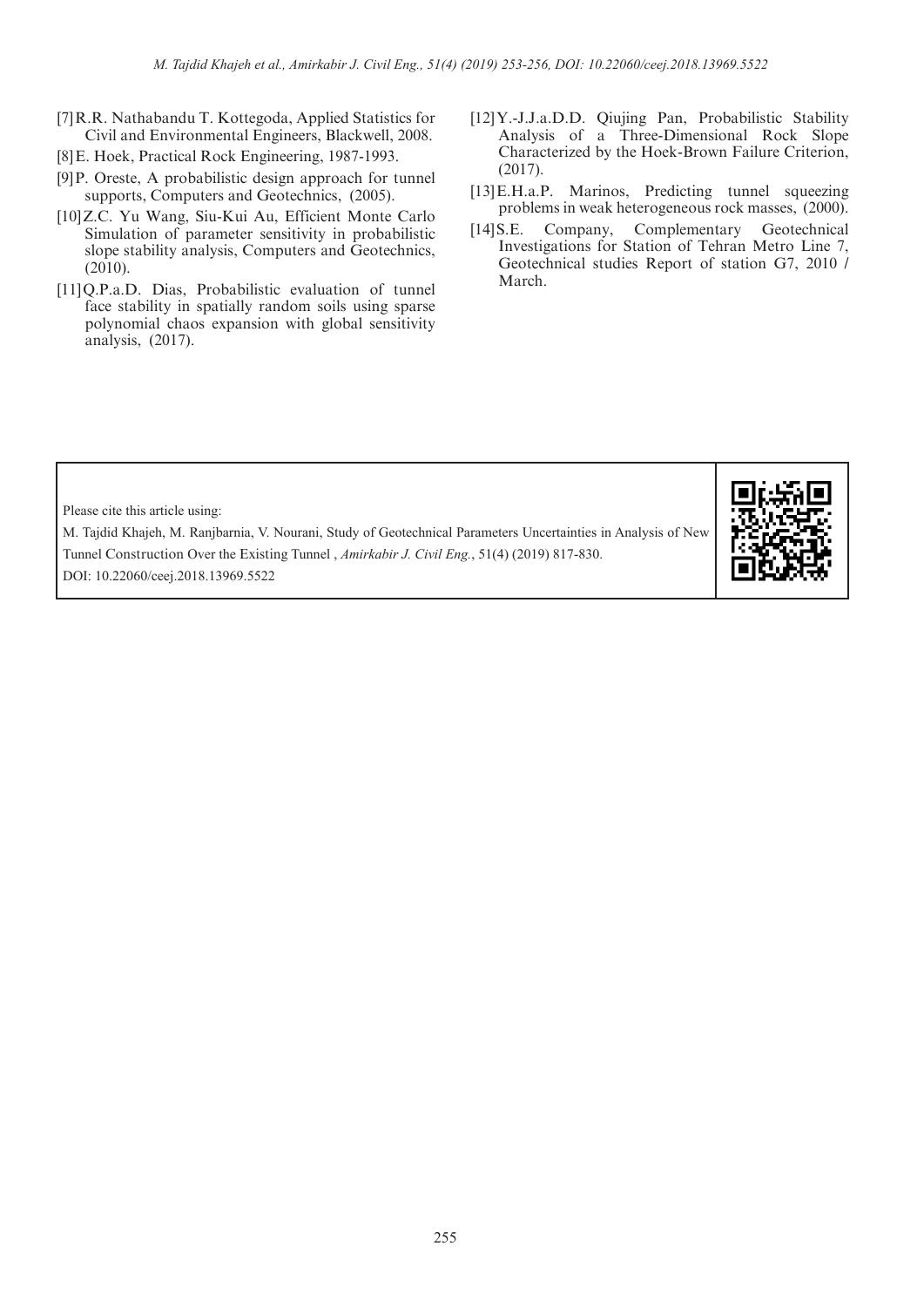[7] R.R. Nathabandu T. Kottegoda, Applied Statistics for Civil and Environmental Engineers, Blackwell, 2008.

[8] E. Hoek, Practical Rock Engineering, 1987-1993.

[9] P. Oreste, A probabilistic design approach for tunnel supports, Computers and Geotechnics, (2005).

[10] Z.C. Yu Wang, Siu-Kui Au, Efficient Monte Carlo Simulation of parameter sensitivity in probabilistic slope stability analysis, Computers and Geotechnics, (2010).

[11] Q.P.a.D. Dias, Probabilistic evaluation of tunnel face stability in spatially random soils using sparse polynomial chaos expansion with global sensitivity analysis, (2017).

[12] Y.-J.J.a.D.D. Qiujing Pan, Probabilistic Stability Analysis of a Three-Dimensional Rock Slope Characterized by the Hoek-Brown Failure Criterion, (2017).

[13] E.H.a.P. Marinos, Predicting tunnel squeezing problems in weak heterogeneous rock masses, (2000).

[14] S.E. Company, Complementary Geotechnical Investigations for Station of Tehran Metro Line 7, Geotechnical studies Report of station G7, 2010 / March.

Please cite this article using:

M. Tajdid Khajeh, M. Ranjbarnia, V. Nourani, Study of Geotechnical Parameters Uncertainties in Analysis of New Tunnel Construction Over the Existing Tunnel , *Amirkabir J. Civil Eng.*, 51(4) (2019) 817-830.

DOI: 10.22060/ceej.2018.13969.5522